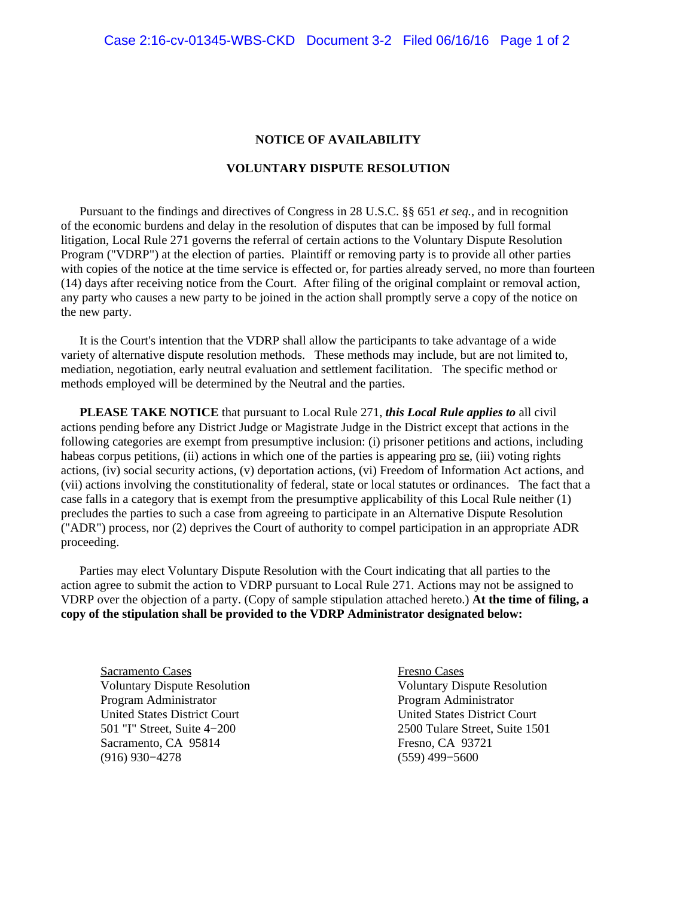**NOTICE OF AVAILABILITY**

**VOLUNTARY DISPUTE RESOLUTION**

Pursuant to the findings and directives of Congress in 28 U.S.C. §§ 651 *et seq.*, and in recognition of the economic burdens and delay in the resolution of disputes that can be imposed by full formal litigation, Local Rule 271 governs the referral of certain actions to the Voluntary Dispute Resolution Program ("VDRP") at the election of parties. Plaintiff or removing party is to provide all other parties with copies of the notice at the time service is effected or, for parties already served, no more than fourteen (14) days after receiving notice from the Court. After filing of the original complaint or removal action, any party who causes a new party to be joined in the action shall promptly serve a copy of the notice on the new party.

It is the Court's intention that the VDRP shall allow the participants to take advantage of a wide variety of alternative dispute resolution methods. These methods may include, but are not limited to, mediation, negotiation, early neutral evaluation and settlement facilitation. The specific method or methods employed will be determined by the Neutral and the parties.

**PLEASE TAKE NOTICE** that pursuant to Local Rule 271, ***this Local Rule applies to*** all civil actions pending before any District Judge or Magistrate Judge in the District except that actions in the following categories are exempt from presumptive inclusion: (i) prisoner petitions and actions, including habeas corpus petitions, (ii) actions in which one of the parties is appearing pro se, (iii) voting rights actions, (iv) social security actions, (v) deportation actions, (vi) Freedom of Information Act actions, and (vii) actions involving the constitutionality of federal, state or local statutes or ordinances. The fact that a case falls in a category that is exempt from the presumptive applicability of this Local Rule neither (1) precludes the parties to such a case from agreeing to participate in an Alternative Dispute Resolution ("ADR") process, nor (2) deprives the Court of authority to compel participation in an appropriate ADR proceeding.

Parties may elect Voluntary Dispute Resolution with the Court indicating that all parties to the action agree to submit the action to VDRP pursuant to Local Rule 271. Actions may not be assigned to VDRP over the objection of a party. (Copy of sample stipulation attached hereto.) **At the time of filing, a copy of the stipulation shall be provided to the VDRP Administrator designated below:**

Sacramento Cases
Voluntary Dispute Resolution
Program Administrator
United States District Court
501 "I" Street, Suite 4−200
Sacramento, CA 95814
(916) 930−4278

Fresno Cases
Voluntary Dispute Resolution
Program Administrator
United States District Court
2500 Tulare Street, Suite 1501
Fresno, CA 93721
(559) 499−5600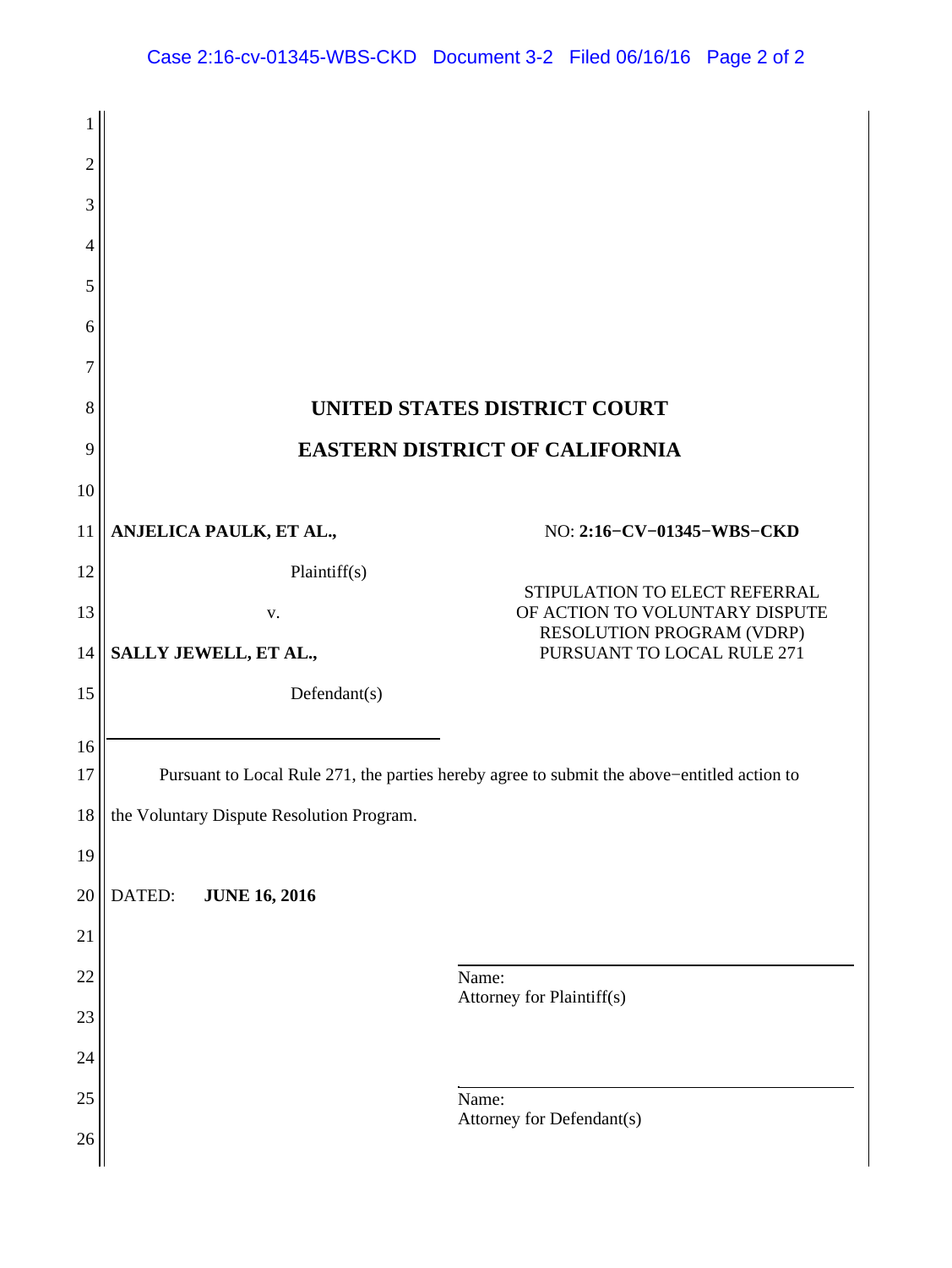# UNITED STATES DISTRICT COURT

# EASTERN DISTRICT OF CALIFORNIA

**ANJELICA PAULK, ET AL.,**

Plaintiff(s)

v.

**SALLY JEWELL, ET AL.,**

Defendant(s)

NO: **2:16−CV−01345−WBS−CKD**

STIPULATION TO ELECT REFERRAL OF ACTION TO VOLUNTARY DISPUTE RESOLUTION PROGRAM (VDRP) PURSUANT TO LOCAL RULE 271

Pursuant to Local Rule 271, the parties hereby agree to submit the above−entitled action to the Voluntary Dispute Resolution Program.

DATED: **JUNE 16, 2016**

Name:
Attorney for Plaintiff(s)

Name:
Attorney for Defendant(s)